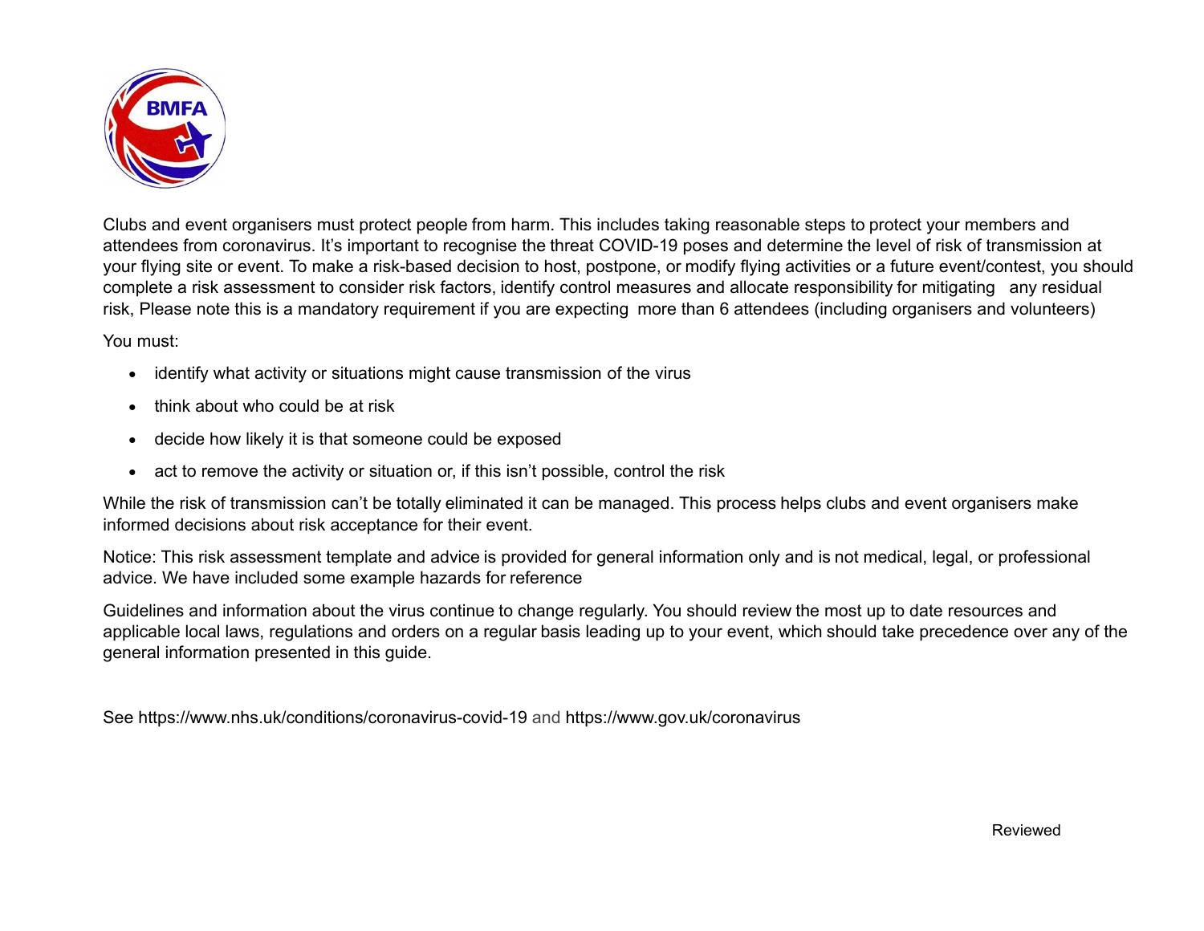Clubs and event organisers must protect people from harm. This includes taking reasonable steps to protect your members and attendees from coronavirus. It's important to recognise the threat COVID-19 poses and determine the level of risk of transmission at your flying site or event. To make a risk-based decision to host, postpone, or modify flying activities or a future event/contest, you should complete a risk assessment to consider risk factors, identify control measures and allocate responsibility for mitigating any residual risk, Please note this is a mandatory requirement if you are expecting more than 6 attendees (including organisers and volunteers)

You must:

- identify what activity or situations might cause transmission of the virus
- think about who could be at risk
- decide how likely it is that someone could be exposed
- act to remove the activity or situation or, if this isn't possible, control the risk

While the risk of transmission can't be totally eliminated it can be managed. This process helps clubs and event organisers make informed decisions about risk acceptance for their event.

Notice: This risk assessment template and advice is provided for general information only and is not medical, legal, or professional advice. We have included some example hazards for reference

Guidelines and information about the virus continue to change regularly. You should review the most up to date resources and applicable local laws, regulations and orders on a regular basis leading up to your event, which should take precedence over any of the general information presented in this guide.

See https://www.nhs.uk/conditions/coronavirus-covid-19 and https://www.gov.uk/coronavirus

Reviewed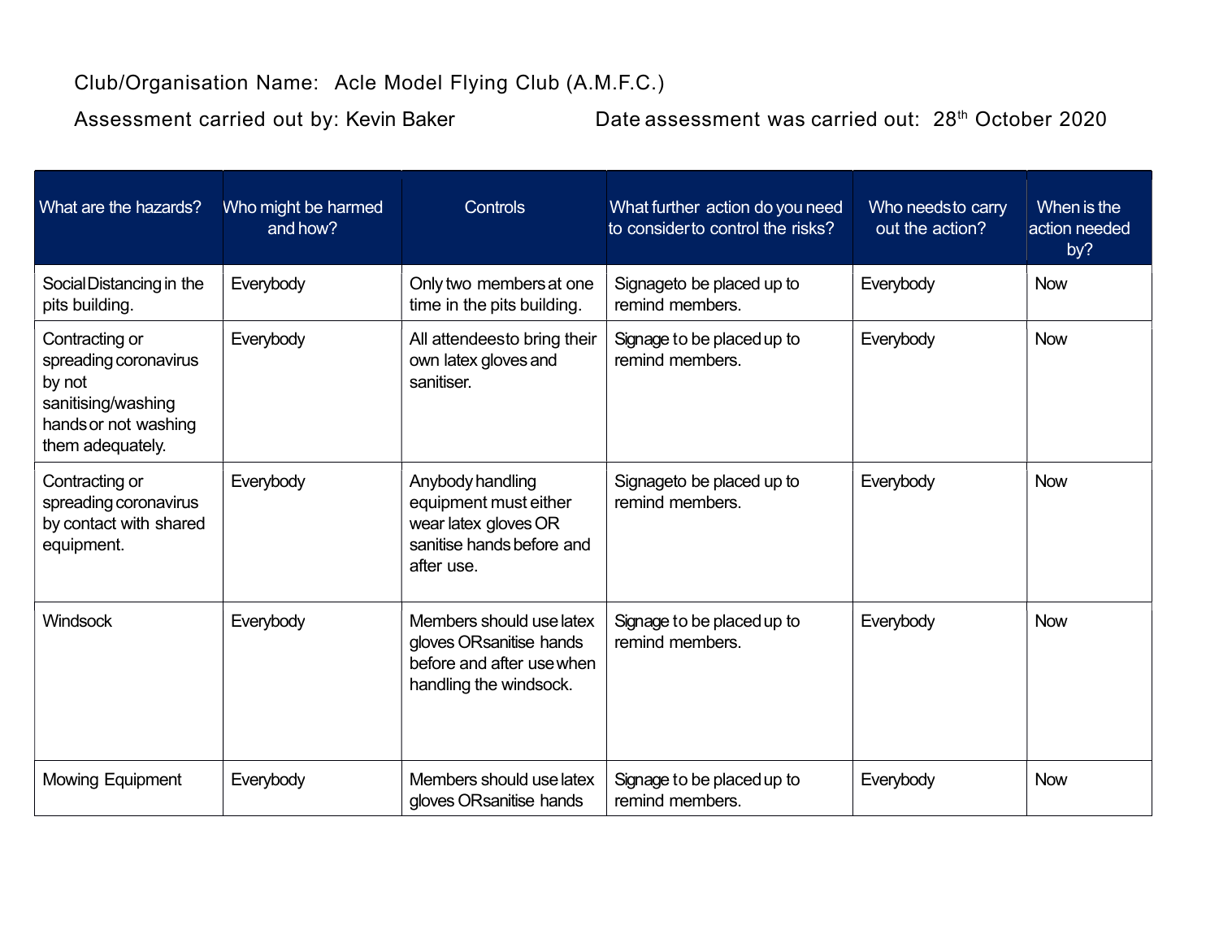Club/Organisation Name: Acle Model Flying Club (A.M.F.C.)

Assessment carried out by: Kevin Baker Date assessment was carried out: 28th October 2020

| What are the hazards? | Who might be harmed and how? | Controls | What further action do you need to consider to control the risks? | Who needs to carry out the action? | When is the action needed by? |
|---|---|---|---|---|---|
| Social Distancing in the pits building. | Everybody | Only two members at one time in the pits building. | Signage to be placed up to remind members. | Everybody | Now |
| Contracting or spreading coronavirus by not sanitising/washing hands or not washing them adequately. | Everybody | All attendees to bring their own latex gloves and sanitiser. | Signage to be placed up to remind members. | Everybody | Now |
| Contracting or spreading coronavirus by contact with shared equipment. | Everybody | Anybody handling equipment must either wear latex gloves OR sanitise hands before and after use. | Signage to be placed up to remind members. | Everybody | Now |
| Windsock | Everybody | Members should use latex gloves OR sanitise hands before and after use when handling the windsock. | Signage to be placed up to remind members. | Everybody | Now |
| Mowing Equipment | Everybody | Members should use latex gloves OR sanitise hands | Signage to be placed up to remind members. | Everybody | Now |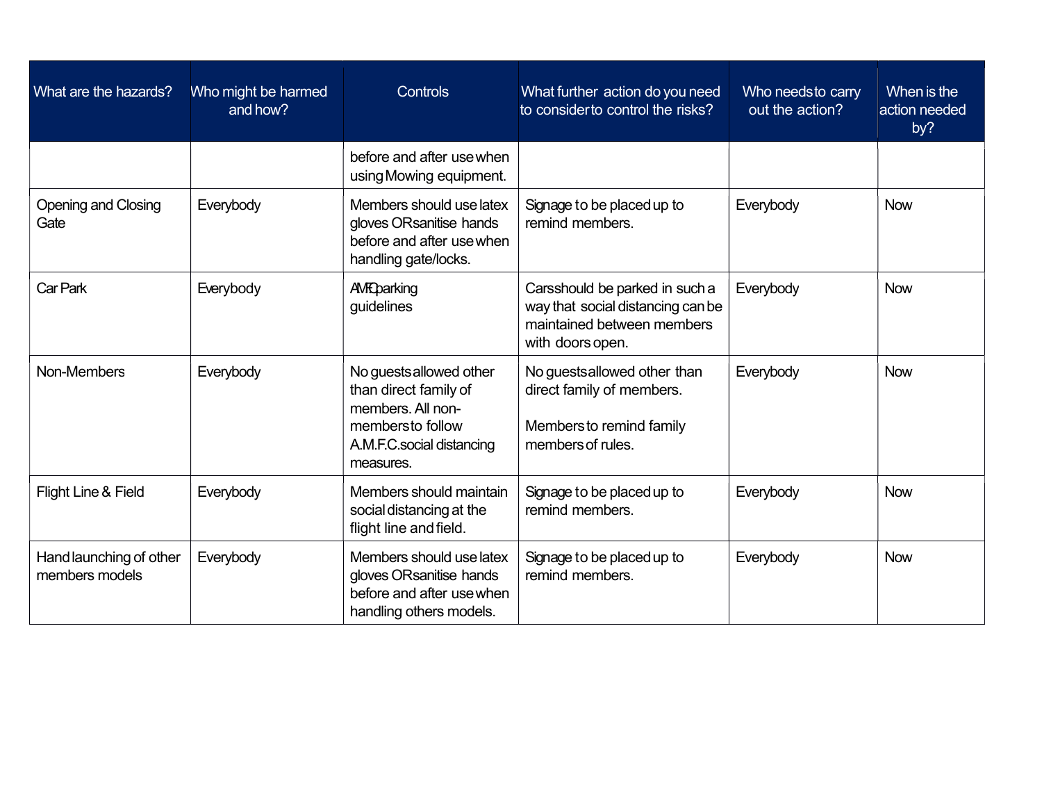| What are the hazards? | Who might be harmed and how? | Controls | What further action do you need to consider to control the risks? | Who needs to carry out the action? | When is the action needed by? |
|---|---|---|---|---|---|
| | | before and after use when using Mowing equipment. | | | |
| Opening and Closing Gate | Everybody | Members should use latex gloves OR sanitise hands before and after use when handling gate/locks. | Signage to be placed up to remind members. | Everybody | Now |
| Car Park | Everybody | AMFC parking guidelines | Cars should be parked in such a way that social distancing can be maintained between members with doors open. | Everybody | Now |
| Non-Members | Everybody | No guests allowed other than direct family of members. All non-members to follow A.M.F.C. social distancing measures. | No guests allowed other than direct family of members.<br><br>Members to remind family members of rules. | Everybody | Now |
| Flight Line & Field | Everybody | Members should maintain social distancing at the flight line and field. | Signage to be placed up to remind members. | Everybody | Now |
| Hand launching of other members models | Everybody | Members should use latex gloves OR sanitise hands before and after use when handling others models. | Signage to be placed up to remind members. | Everybody | Now |